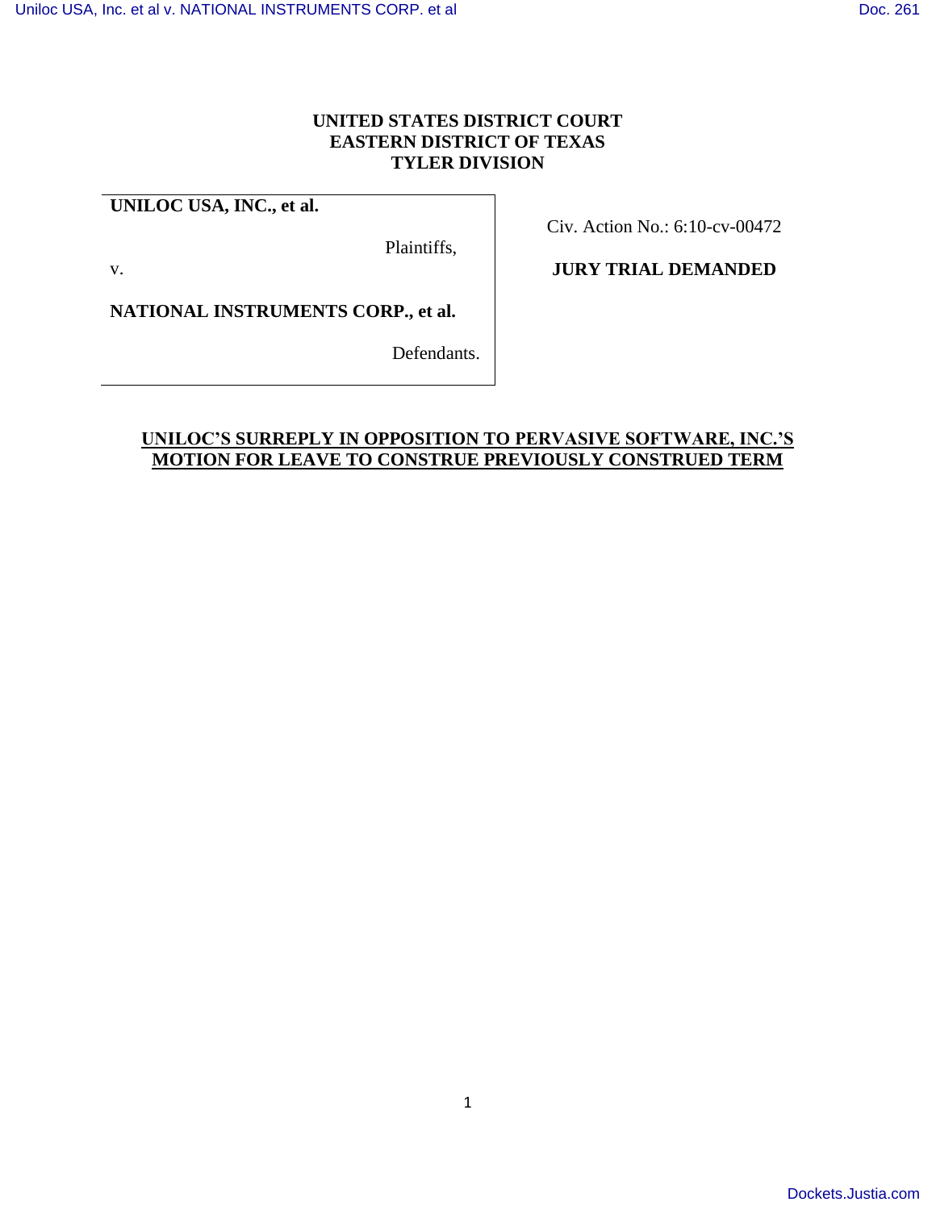**UNITED STATES DISTRICT COURT**
**EASTERN DISTRICT OF TEXAS**
**TYLER DIVISION**

| | |
|---|---|
| **UNILOC USA, INC., et al.** | Civ. Action No.: 6:10-cv-00472 |
| Plaintiffs, | |
| v. | **JURY TRIAL DEMANDED** |
| **NATIONAL INSTRUMENTS CORP., et al.** | |
| Defendants. | |

**UNILOC'S SURREPLY IN OPPOSITION TO PERVASIVE SOFTWARE, INC.'S MOTION FOR LEAVE TO CONSTRUE PREVIOUSLY CONSTRUED TERM**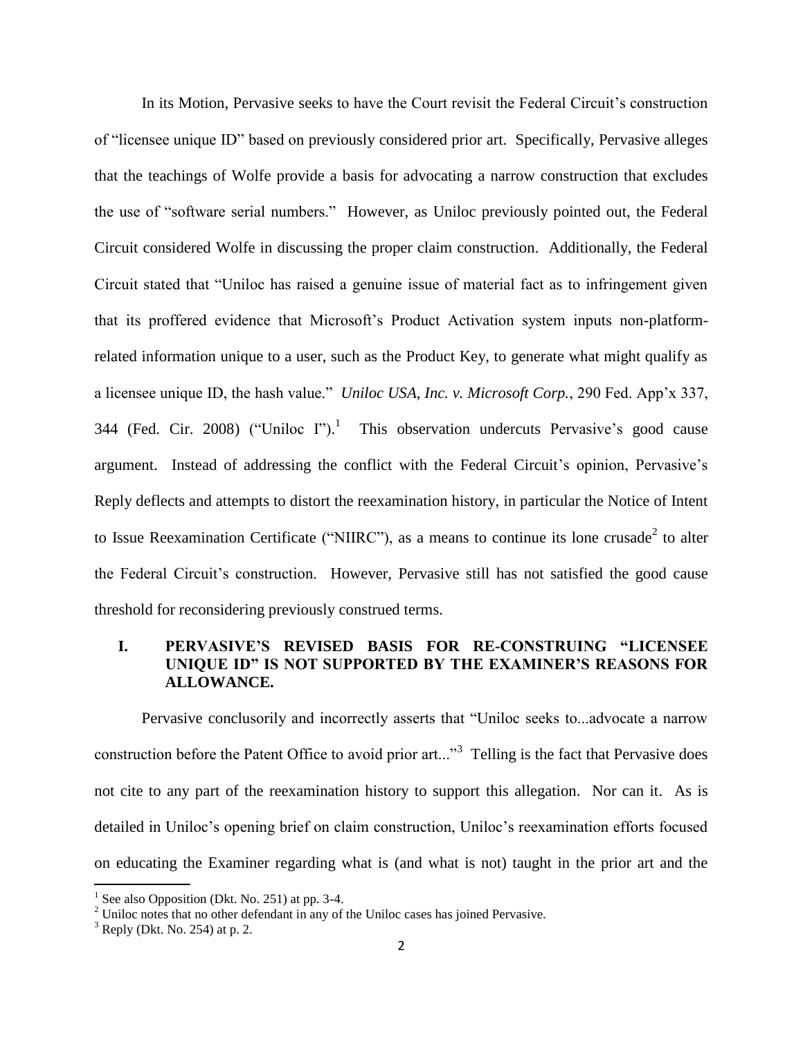In its Motion, Pervasive seeks to have the Court revisit the Federal Circuit's construction of "licensee unique ID" based on previously considered prior art. Specifically, Pervasive alleges that the teachings of Wolfe provide a basis for advocating a narrow construction that excludes the use of "software serial numbers." However, as Uniloc previously pointed out, the Federal Circuit considered Wolfe in discussing the proper claim construction. Additionally, the Federal Circuit stated that "Uniloc has raised a genuine issue of material fact as to infringement given that its proffered evidence that Microsoft's Product Activation system inputs non-platform-related information unique to a user, such as the Product Key, to generate what might qualify as a licensee unique ID, the hash value." *Uniloc USA, Inc. v. Microsoft Corp.*, 290 Fed. App'x 337, 344 (Fed. Cir. 2008) ("Uniloc I").[1] This observation undercuts Pervasive's good cause argument. Instead of addressing the conflict with the Federal Circuit's opinion, Pervasive's Reply deflects and attempts to distort the reexamination history, in particular the Notice of Intent to Issue Reexamination Certificate ("NIIRC"), as a means to continue its lone crusade[2] to alter the Federal Circuit's construction. However, Pervasive still has not satisfied the good cause threshold for reconsidering previously construed terms.

## I. PERVASIVE'S REVISED BASIS FOR RE-CONSTRUING "LICENSEE UNIQUE ID" IS NOT SUPPORTED BY THE EXAMINER'S REASONS FOR ALLOWANCE.

Pervasive conclusorily and incorrectly asserts that "Uniloc seeks to...advocate a narrow construction before the Patent Office to avoid prior art..."[3] Telling is the fact that Pervasive does not cite to any part of the reexamination history to support this allegation. Nor can it. As is detailed in Uniloc's opening brief on claim construction, Uniloc's reexamination efforts focused on educating the Examiner regarding what is (and what is not) taught in the prior art and the

---

[1] See also Opposition (Dkt. No. 251) at pp. 3-4.

[2] Uniloc notes that no other defendant in any of the Uniloc cases has joined Pervasive.

[3] Reply (Dkt. No. 254) at p. 2.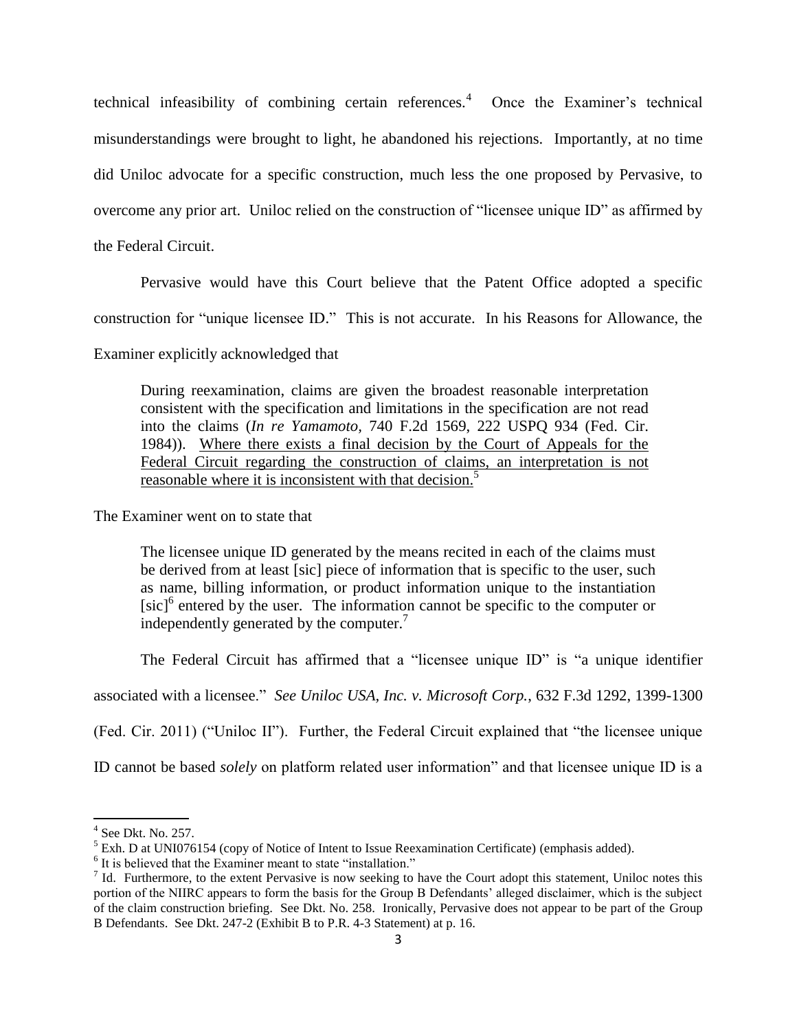technical infeasibility of combining certain references.[4] Once the Examiner's technical misunderstandings were brought to light, he abandoned his rejections. Importantly, at no time did Uniloc advocate for a specific construction, much less the one proposed by Pervasive, to overcome any prior art. Uniloc relied on the construction of "licensee unique ID" as affirmed by the Federal Circuit.

Pervasive would have this Court believe that the Patent Office adopted a specific construction for "unique licensee ID." This is not accurate. In his Reasons for Allowance, the Examiner explicitly acknowledged that

> During reexamination, claims are given the broadest reasonable interpretation consistent with the specification and limitations in the specification are not read into the claims (*In re Yamamoto*, 740 F.2d 1569, 222 USPQ 934 (Fed. Cir. 1984)). <u>Where there exists a final decision by the Court of Appeals for the Federal Circuit regarding the construction of claims, an interpretation is not reasonable where it is inconsistent with that decision.</u>[5]

The Examiner went on to state that

> The licensee unique ID generated by the means recited in each of the claims must be derived from at least [sic] piece of information that is specific to the user, such as name, billing information, or product information unique to the instantiation [sic][6] entered by the user. The information cannot be specific to the computer or independently generated by the computer.[7]

The Federal Circuit has affirmed that a "licensee unique ID" is "a unique identifier associated with a licensee." *See Uniloc USA, Inc. v. Microsoft Corp.*, 632 F.3d 1292, 1399-1300 (Fed. Cir. 2011) ("Uniloc II"). Further, the Federal Circuit explained that "the licensee unique ID cannot be based *solely* on platform related user information" and that licensee unique ID is a

---

[4] See Dkt. No. 257.

[5] Exh. D at UNI076154 (copy of Notice of Intent to Issue Reexamination Certificate) (emphasis added).

[6] It is believed that the Examiner meant to state "installation."

[7] Id. Furthermore, to the extent Pervasive is now seeking to have the Court adopt this statement, Uniloc notes this portion of the NIIRC appears to form the basis for the Group B Defendants' alleged disclaimer, which is the subject of the claim construction briefing. See Dkt. No. 258. Ironically, Pervasive does not appear to be part of the Group B Defendants. See Dkt. 247-2 (Exhibit B to P.R. 4-3 Statement) at p. 16.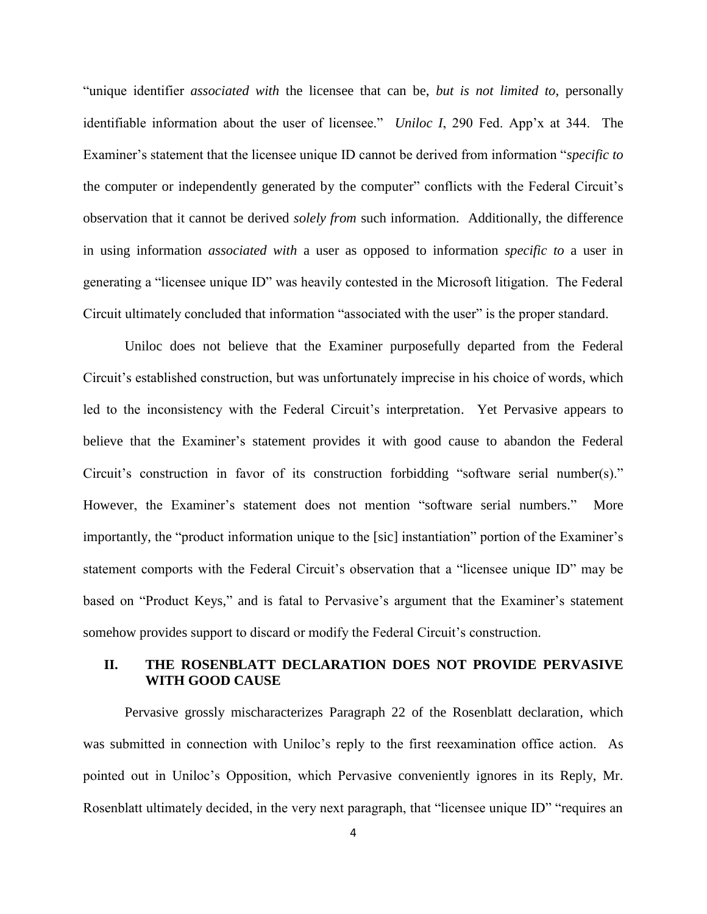"unique identifier *associated with* the licensee that can be, *but is not limited to*, personally identifiable information about the user of licensee." *Uniloc I*, 290 Fed. App'x at 344. The Examiner's statement that the licensee unique ID cannot be derived from information "*specific to* the computer or independently generated by the computer" conflicts with the Federal Circuit's observation that it cannot be derived *solely from* such information. Additionally, the difference in using information *associated with* a user as opposed to information *specific to* a user in generating a "licensee unique ID" was heavily contested in the Microsoft litigation. The Federal Circuit ultimately concluded that information "associated with the user" is the proper standard.

Uniloc does not believe that the Examiner purposefully departed from the Federal Circuit's established construction, but was unfortunately imprecise in his choice of words, which led to the inconsistency with the Federal Circuit's interpretation. Yet Pervasive appears to believe that the Examiner's statement provides it with good cause to abandon the Federal Circuit's construction in favor of its construction forbidding "software serial number(s)." However, the Examiner's statement does not mention "software serial numbers." More importantly, the "product information unique to the [sic] instantiation" portion of the Examiner's statement comports with the Federal Circuit's observation that a "licensee unique ID" may be based on "Product Keys," and is fatal to Pervasive's argument that the Examiner's statement somehow provides support to discard or modify the Federal Circuit's construction.

## II. THE ROSENBLATT DECLARATION DOES NOT PROVIDE PERVASIVE WITH GOOD CAUSE

Pervasive grossly mischaracterizes Paragraph 22 of the Rosenblatt declaration, which was submitted in connection with Uniloc's reply to the first reexamination office action. As pointed out in Uniloc's Opposition, which Pervasive conveniently ignores in its Reply, Mr. Rosenblatt ultimately decided, in the very next paragraph, that "licensee unique ID" "requires an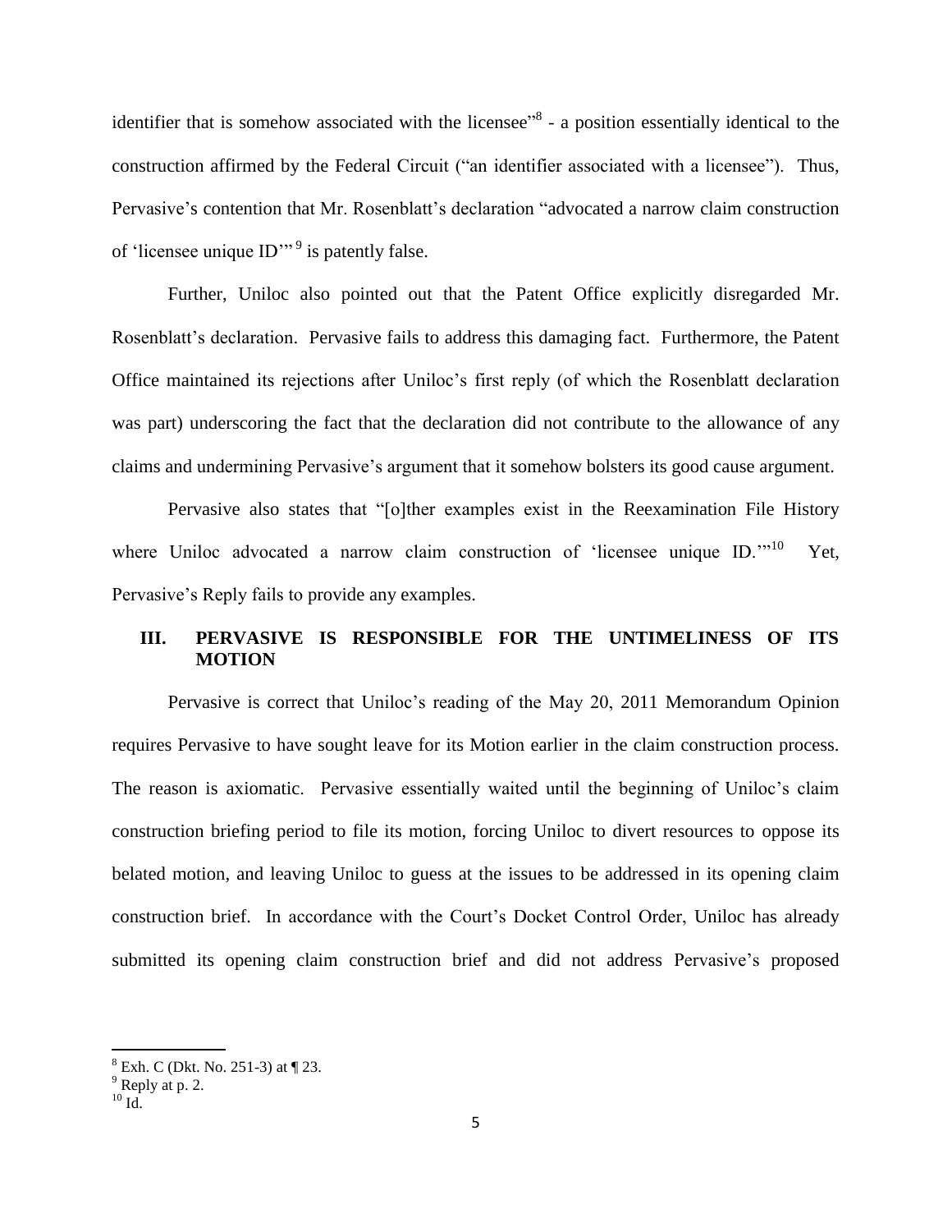identifier that is somehow associated with the licensee"[8] - a position essentially identical to the construction affirmed by the Federal Circuit ("an identifier associated with a licensee"). Thus, Pervasive's contention that Mr. Rosenblatt's declaration "advocated a narrow claim construction of 'licensee unique ID'"[9] is patently false.

Further, Uniloc also pointed out that the Patent Office explicitly disregarded Mr. Rosenblatt's declaration. Pervasive fails to address this damaging fact. Furthermore, the Patent Office maintained its rejections after Uniloc's first reply (of which the Rosenblatt declaration was part) underscoring the fact that the declaration did not contribute to the allowance of any claims and undermining Pervasive's argument that it somehow bolsters its good cause argument.

Pervasive also states that "[o]ther examples exist in the Reexamination File History where Uniloc advocated a narrow claim construction of 'licensee unique ID.'"[10] Yet, Pervasive's Reply fails to provide any examples.

## III. PERVASIVE IS RESPONSIBLE FOR THE UNTIMELINESS OF ITS MOTION

Pervasive is correct that Uniloc's reading of the May 20, 2011 Memorandum Opinion requires Pervasive to have sought leave for its Motion earlier in the claim construction process. The reason is axiomatic. Pervasive essentially waited until the beginning of Uniloc's claim construction briefing period to file its motion, forcing Uniloc to divert resources to oppose its belated motion, and leaving Uniloc to guess at the issues to be addressed in its opening claim construction brief. In accordance with the Court's Docket Control Order, Uniloc has already submitted its opening claim construction brief and did not address Pervasive's proposed

---

[8] Exh. C (Dkt. No. 251-3) at ¶ 23.

[9] Reply at p. 2.

[10] Id.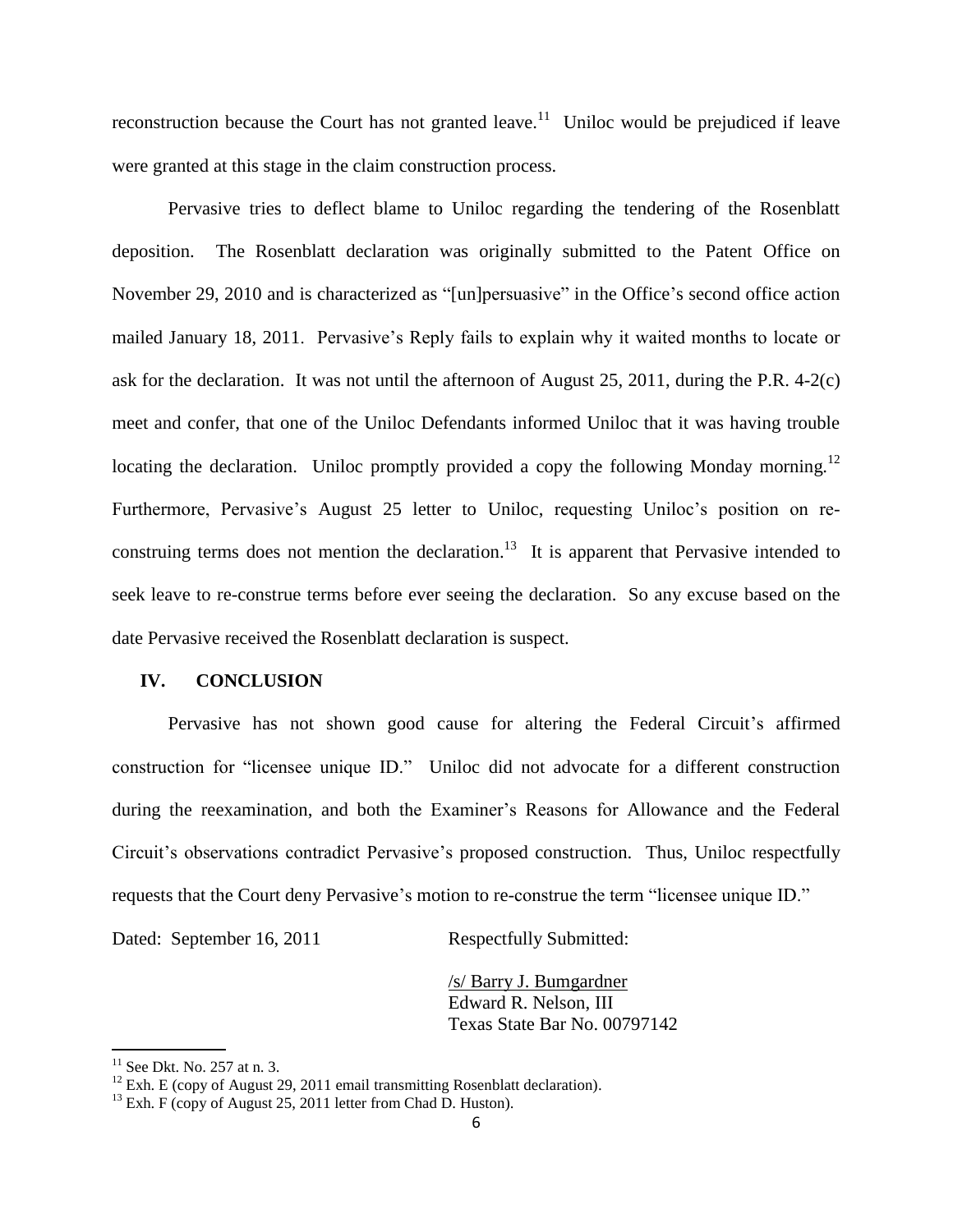reconstruction because the Court has not granted leave.[11] Uniloc would be prejudiced if leave were granted at this stage in the claim construction process.

Pervasive tries to deflect blame to Uniloc regarding the tendering of the Rosenblatt deposition. The Rosenblatt declaration was originally submitted to the Patent Office on November 29, 2010 and is characterized as "[un]persuasive" in the Office's second office action mailed January 18, 2011. Pervasive's Reply fails to explain why it waited months to locate or ask for the declaration. It was not until the afternoon of August 25, 2011, during the P.R. 4-2(c) meet and confer, that one of the Uniloc Defendants informed Uniloc that it was having trouble locating the declaration. Uniloc promptly provided a copy the following Monday morning.[12] Furthermore, Pervasive's August 25 letter to Uniloc, requesting Uniloc's position on re-construing terms does not mention the declaration.[13] It is apparent that Pervasive intended to seek leave to re-construe terms before ever seeing the declaration. So any excuse based on the date Pervasive received the Rosenblatt declaration is suspect.

## IV. CONCLUSION

Pervasive has not shown good cause for altering the Federal Circuit's affirmed construction for "licensee unique ID." Uniloc did not advocate for a different construction during the reexamination, and both the Examiner's Reasons for Allowance and the Federal Circuit's observations contradict Pervasive's proposed construction. Thus, Uniloc respectfully requests that the Court deny Pervasive's motion to re-construe the term "licensee unique ID."

Dated: September 16, 2011

Respectfully Submitted:

/s/ Barry J. Bumgardner
Edward R. Nelson, III
Texas State Bar No. 00797142

---

[11] See Dkt. No. 257 at n. 3.

[12] Exh. E (copy of August 29, 2011 email transmitting Rosenblatt declaration).

[13] Exh. F (copy of August 25, 2011 letter from Chad D. Huston).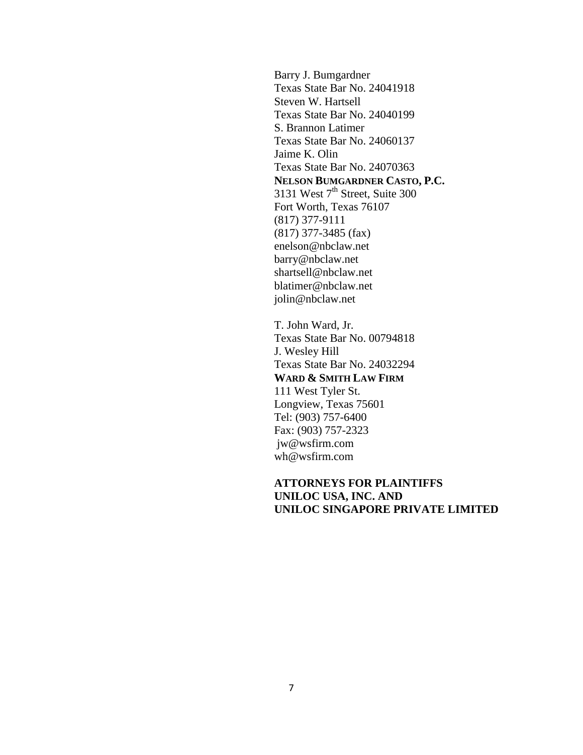Barry J. Bumgardner
Texas State Bar No. 24041918
Steven W. Hartsell
Texas State Bar No. 24040199
S. Brannon Latimer
Texas State Bar No. 24060137
Jaime K. Olin
Texas State Bar No. 24070363
**NELSON BUMGARDNER CASTO, P.C.**
3131 West 7th Street, Suite 300
Fort Worth, Texas 76107
(817) 377-9111
(817) 377-3485 (fax)
enelson@nbclaw.net
barry@nbclaw.net
shartsell@nbclaw.net
blatimer@nbclaw.net
jolin@nbclaw.net

T. John Ward, Jr.
Texas State Bar No. 00794818
J. Wesley Hill
Texas State Bar No. 24032294
**WARD & SMITH LAW FIRM**
111 West Tyler St.
Longview, Texas 75601
Tel: (903) 757-6400
Fax: (903) 757-2323
jw@wsfirm.com
wh@wsfirm.com

**ATTORNEYS FOR PLAINTIFFS**
**UNILOC USA, INC. AND**
**UNILOC SINGAPORE PRIVATE LIMITED**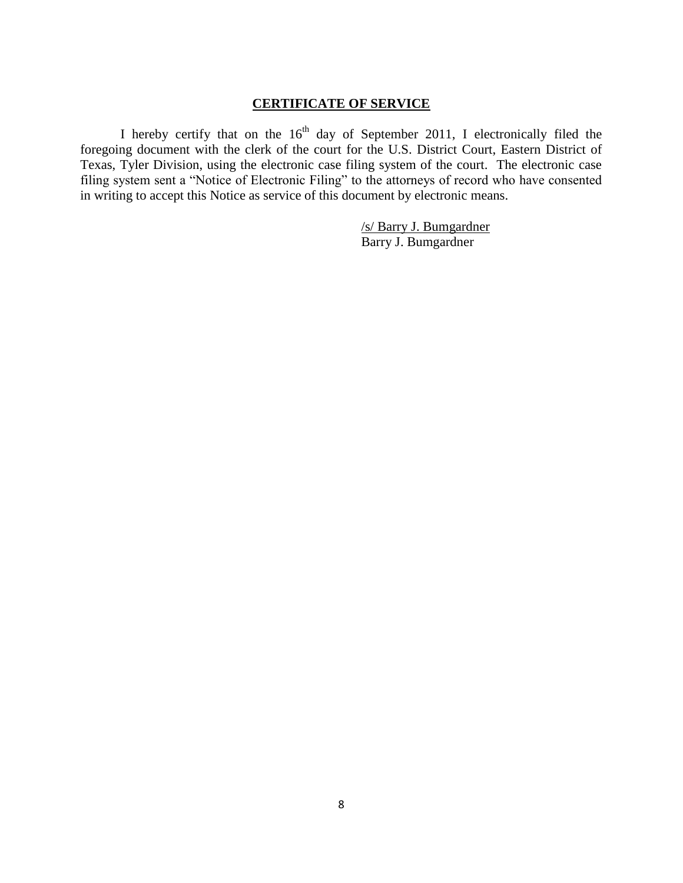## **CERTIFICATE OF SERVICE**

I hereby certify that on the 16th day of September 2011, I electronically filed the foregoing document with the clerk of the court for the U.S. District Court, Eastern District of Texas, Tyler Division, using the electronic case filing system of the court. The electronic case filing system sent a "Notice of Electronic Filing" to the attorneys of record who have consented in writing to accept this Notice as service of this document by electronic means.

/s/ Barry J. Bumgardner
Barry J. Bumgardner